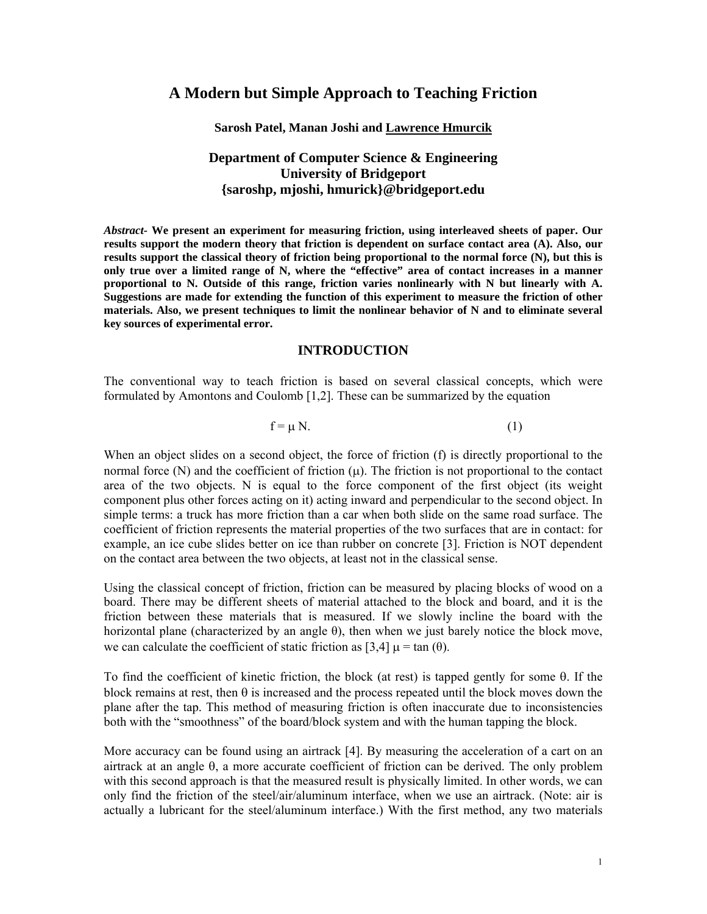# A Modern but Simple Approach to Teaching Friction

**Sarosh Patel, Manan Joshi and Lawrence Hmurcik**

**Department of Computer Science & Engineering**
**University of Bridgeport**
**{saroshp, mjoshi, hmurick}@bridgeport.edu**

***Abstract-*** **We present an experiment for measuring friction, using interleaved sheets of paper. Our results support the modern theory that friction is dependent on surface contact area (A). Also, our results support the classical theory of friction being proportional to the normal force (N), but this is only true over a limited range of N, where the "effective" area of contact increases in a manner proportional to N. Outside of this range, friction varies nonlinearly with N but linearly with A. Suggestions are made for extending the function of this experiment to measure the friction of other materials. Also, we present techniques to limit the nonlinear behavior of N and to eliminate several key sources of experimental error.**

## INTRODUCTION

The conventional way to teach friction is based on several classical concepts, which were formulated by Amontons and Coulomb [1,2]. These can be summarized by the equation

$$f = \mu N. \tag{1}$$

When an object slides on a second object, the force of friction (f) is directly proportional to the normal force (N) and the coefficient of friction ($\mu$). The friction is not proportional to the contact area of the two objects. N is equal to the force component of the first object (its weight component plus other forces acting on it) acting inward and perpendicular to the second object. In simple terms: a truck has more friction than a car when both slide on the same road surface. The coefficient of friction represents the material properties of the two surfaces that are in contact: for example, an ice cube slides better on ice than rubber on concrete [3]. Friction is NOT dependent on the contact area between the two objects, at least not in the classical sense.

Using the classical concept of friction, friction can be measured by placing blocks of wood on a board. There may be different sheets of material attached to the block and board, and it is the friction between these materials that is measured. If we slowly incline the board with the horizontal plane (characterized by an angle $\theta$), then when we just barely notice the block move, we can calculate the coefficient of static friction as [3,4] $\mu = \tan(\theta)$.

To find the coefficient of kinetic friction, the block (at rest) is tapped gently for some $\theta$. If the block remains at rest, then $\theta$ is increased and the process repeated until the block moves down the plane after the tap. This method of measuring friction is often inaccurate due to inconsistencies both with the "smoothness" of the board/block system and with the human tapping the block.

More accuracy can be found using an airtrack [4]. By measuring the acceleration of a cart on an airtrack at an angle $\theta$, a more accurate coefficient of friction can be derived. The only problem with this second approach is that the measured result is physically limited. In other words, we can only find the friction of the steel/air/aluminum interface, when we use an airtrack. (Note: air is actually a lubricant for the steel/aluminum interface.) With the first method, any two materials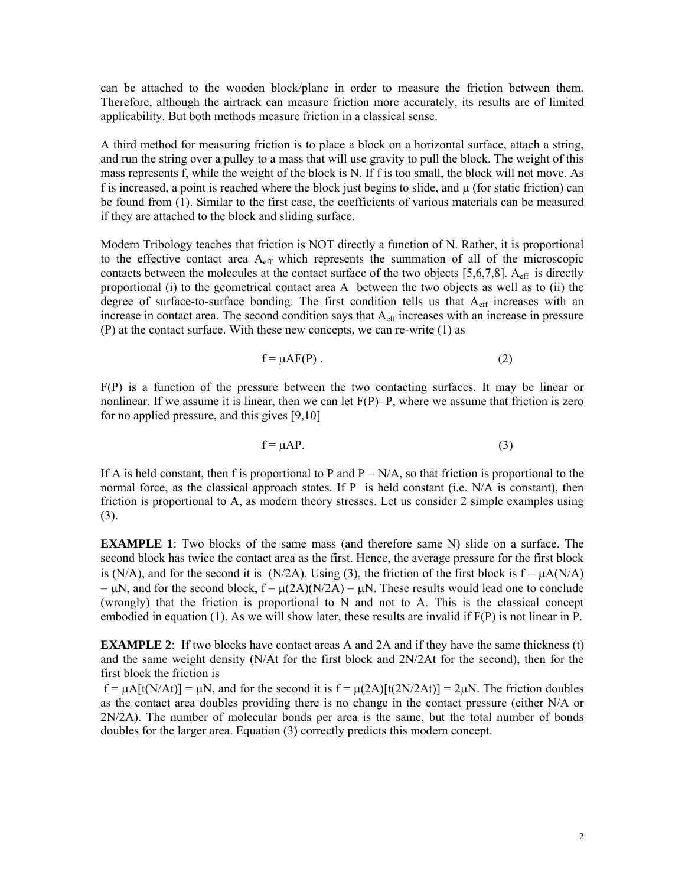can be attached to the wooden block/plane in order to measure the friction between them. Therefore, although the airtrack can measure friction more accurately, its results are of limited applicability. But both methods measure friction in a classical sense.

A third method for measuring friction is to place a block on a horizontal surface, attach a string, and run the string over a pulley to a mass that will use gravity to pull the block. The weight of this mass represents f, while the weight of the block is N. If f is too small, the block will not move. As f is increased, a point is reached where the block just begins to slide, and $\mu$ (for static friction) can be found from (1). Similar to the first case, the coefficients of various materials can be measured if they are attached to the block and sliding surface.

Modern Tribology teaches that friction is NOT directly a function of N. Rather, it is proportional to the effective contact area $A_{eff}$ which represents the summation of all of the microscopic contacts between the molecules at the contact surface of the two objects [5,6,7,8]. $A_{eff}$ is directly proportional (i) to the geometrical contact area A between the two objects as well as to (ii) the degree of surface-to-surface bonding. The first condition tells us that $A_{eff}$ increases with an increase in contact area. The second condition says that $A_{eff}$ increases with an increase in pressure (P) at the contact surface. With these new concepts, we can re-write (1) as

$$f = \mu AF(P) . \tag{2}$$

F(P) is a function of the pressure between the two contacting surfaces. It may be linear or nonlinear. If we assume it is linear, then we can let F(P)=P, where we assume that friction is zero for no applied pressure, and this gives [9,10]

$$f = \mu AP. \tag{3}$$

If A is held constant, then f is proportional to P and P = N/A, so that friction is proportional to the normal force, as the classical approach states. If P is held constant (i.e. N/A is constant), then friction is proportional to A, as modern theory stresses. Let us consider 2 simple examples using (3).

**EXAMPLE 1**: Two blocks of the same mass (and therefore same N) slide on a surface. The second block has twice the contact area as the first. Hence, the average pressure for the first block is (N/A), and for the second it is (N/2A). Using (3), the friction of the first block is $f = \mu A(N/A) = \mu N$, and for the second block, $f = \mu(2A)(N/2A) = \mu N$. These results would lead one to conclude (wrongly) that the friction is proportional to N and not to A. This is the classical concept embodied in equation (1). As we will show later, these results are invalid if F(P) is not linear in P.

**EXAMPLE 2**: If two blocks have contact areas A and 2A and if they have the same thickness (t) and the same weight density (N/At for the first block and 2N/2At for the second), then for the first block the friction is

$f = \mu A[t(N/At)] = \mu N$, and for the second it is $f = \mu(2A)[t(2N/2At)] = 2\mu N$. The friction doubles as the contact area doubles providing there is no change in the contact pressure (either N/A or 2N/2A). The number of molecular bonds per area is the same, but the total number of bonds doubles for the larger area. Equation (3) correctly predicts this modern concept.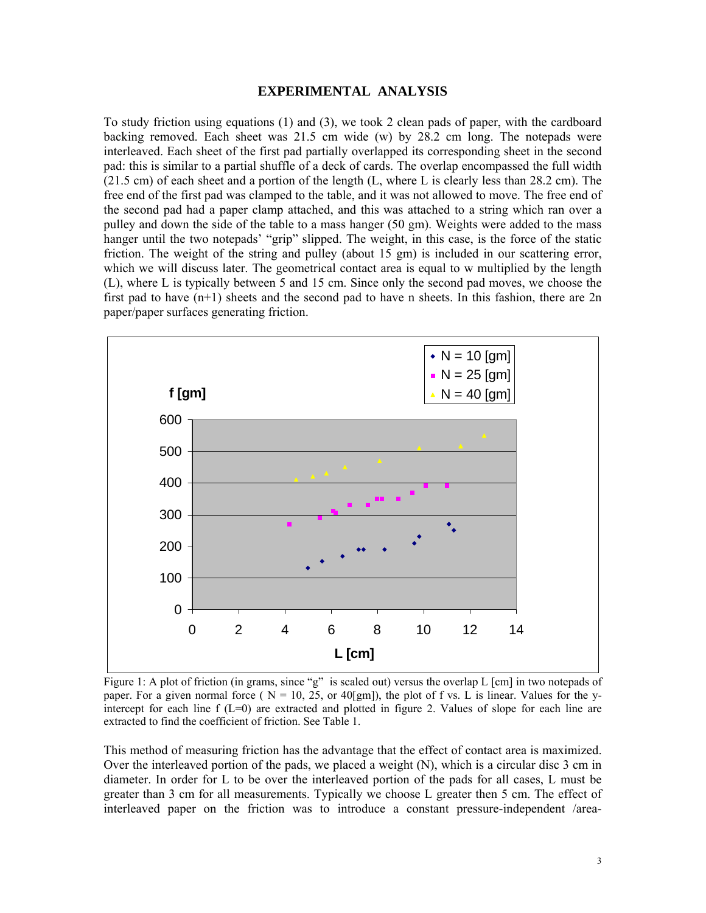## EXPERIMENTAL ANALYSIS

To study friction using equations (1) and (3), we took 2 clean pads of paper, with the cardboard backing removed. Each sheet was 21.5 cm wide (w) by 28.2 cm long. The notepads were interleaved. Each sheet of the first pad partially overlapped its corresponding sheet in the second pad: this is similar to a partial shuffle of a deck of cards. The overlap encompassed the full width (21.5 cm) of each sheet and a portion of the length (L, where L is clearly less than 28.2 cm). The free end of the first pad was clamped to the table, and it was not allowed to move. The free end of the second pad had a paper clamp attached, and this was attached to a string which ran over a pulley and down the side of the table to a mass hanger (50 gm). Weights were added to the mass hanger until the two notepads' "grip" slipped. The weight, in this case, is the force of the static friction. The weight of the string and pulley (about 15 gm) is included in our scattering error, which we will discuss later. The geometrical contact area is equal to w multiplied by the length (L), where L is typically between 5 and 15 cm. Since only the second pad moves, we choose the first pad to have (n+1) sheets and the second pad to have n sheets. In this fashion, there are 2n paper/paper surfaces generating friction.

Figure 1: A plot of friction (in grams, since "g" is scaled out) versus the overlap L [cm] in two notepads of paper. For a given normal force ( N = 10, 25, or 40[gm]), the plot of f vs. L is linear. Values for the y-intercept for each line f (L=0) are extracted and plotted in figure 2. Values of slope for each line are extracted to find the coefficient of friction. See Table 1.

This method of measuring friction has the advantage that the effect of contact area is maximized. Over the interleaved portion of the pads, we placed a weight (N), which is a circular disc 3 cm in diameter. In order for L to be over the interleaved portion of the pads for all cases, L must be greater than 3 cm for all measurements. Typically we choose L greater then 5 cm. The effect of interleaved paper on the friction was to introduce a constant pressure-independent /area-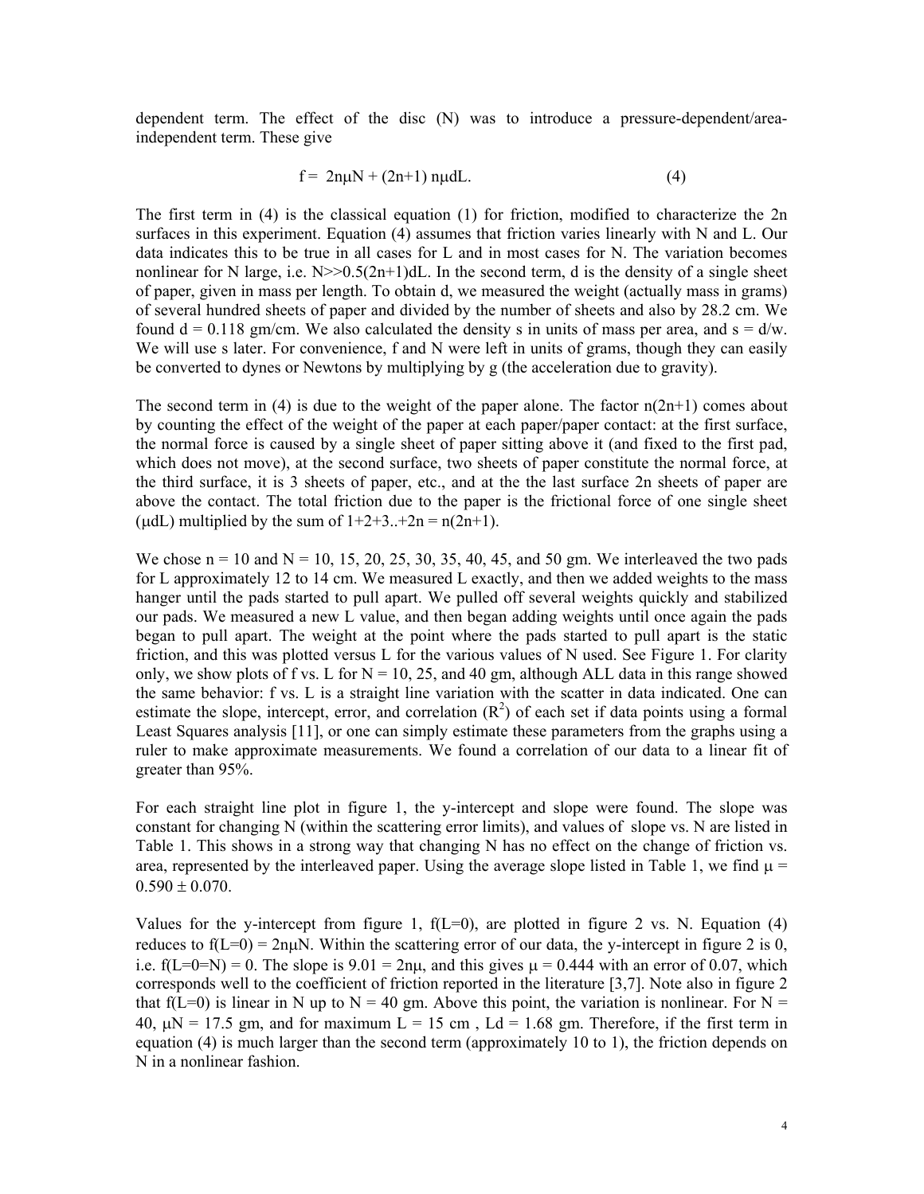dependent term. The effect of the disc (N) was to introduce a pressure-dependent/area-independent term. These give

$$f = 2n\mu N + (2n+1)\, n\mu dL. \qquad (4)$$

The first term in (4) is the classical equation (1) for friction, modified to characterize the 2n surfaces in this experiment. Equation (4) assumes that friction varies linearly with N and L. Our data indicates this to be true in all cases for L and in most cases for N. The variation becomes nonlinear for N large, i.e. $N \gg 0.5(2n+1)dL$. In the second term, d is the density of a single sheet of paper, given in mass per length. To obtain d, we measured the weight (actually mass in grams) of several hundred sheets of paper and divided by the number of sheets and also by 28.2 cm. We found d = 0.118 gm/cm. We also calculated the density s in units of mass per area, and s = d/w. We will use s later. For convenience, f and N were left in units of grams, though they can easily be converted to dynes or Newtons by multiplying by g (the acceleration due to gravity).

The second term in (4) is due to the weight of the paper alone. The factor $n(2n+1)$ comes about by counting the effect of the weight of the paper at each paper/paper contact: at the first surface, the normal force is caused by a single sheet of paper sitting above it (and fixed to the first pad, which does not move), at the second surface, two sheets of paper constitute the normal force, at the third surface, it is 3 sheets of paper, etc., and at the the last surface 2n sheets of paper are above the contact. The total friction due to the paper is the frictional force of one single sheet ($\mu dL$) multiplied by the sum of $1+2+3..+2n = n(2n+1)$.

We chose n = 10 and N = 10, 15, 20, 25, 30, 35, 40, 45, and 50 gm. We interleaved the two pads for L approximately 12 to 14 cm. We measured L exactly, and then we added weights to the mass hanger until the pads started to pull apart. We pulled off several weights quickly and stabilized our pads. We measured a new L value, and then began adding weights until once again the pads began to pull apart. The weight at the point where the pads started to pull apart is the static friction, and this was plotted versus L for the various values of N used. See Figure 1. For clarity only, we show plots of f vs. L for N = 10, 25, and 40 gm, although ALL data in this range showed the same behavior: f vs. L is a straight line variation with the scatter in data indicated. One can estimate the slope, intercept, error, and correlation ($R^2$) of each set if data points using a formal Least Squares analysis [11], or one can simply estimate these parameters from the graphs using a ruler to make approximate measurements. We found a correlation of our data to a linear fit of greater than 95%.

For each straight line plot in figure 1, the y-intercept and slope were found. The slope was constant for changing N (within the scattering error limits), and values of slope vs. N are listed in Table 1. This shows in a strong way that changing N has no effect on the change of friction vs. area, represented by the interleaved paper. Using the average slope listed in Table 1, we find $\mu = 0.590 \pm 0.070$.

Values for the y-intercept from figure 1, $f(L=0)$, are plotted in figure 2 vs. N. Equation (4) reduces to $f(L=0) = 2n\mu N$. Within the scattering error of our data, the y-intercept in figure 2 is 0, i.e. $f(L=0=N) = 0$. The slope is $9.01 = 2n\mu$, and this gives $\mu = 0.444$ with an error of 0.07, which corresponds well to the coefficient of friction reported in the literature [3,7]. Note also in figure 2 that $f(L=0)$ is linear in N up to N = 40 gm. Above this point, the variation is nonlinear. For N = 40, $\mu N = 17.5$ gm, and for maximum L = 15 cm , Ld = 1.68 gm. Therefore, if the first term in equation (4) is much larger than the second term (approximately 10 to 1), the friction depends on N in a nonlinear fashion.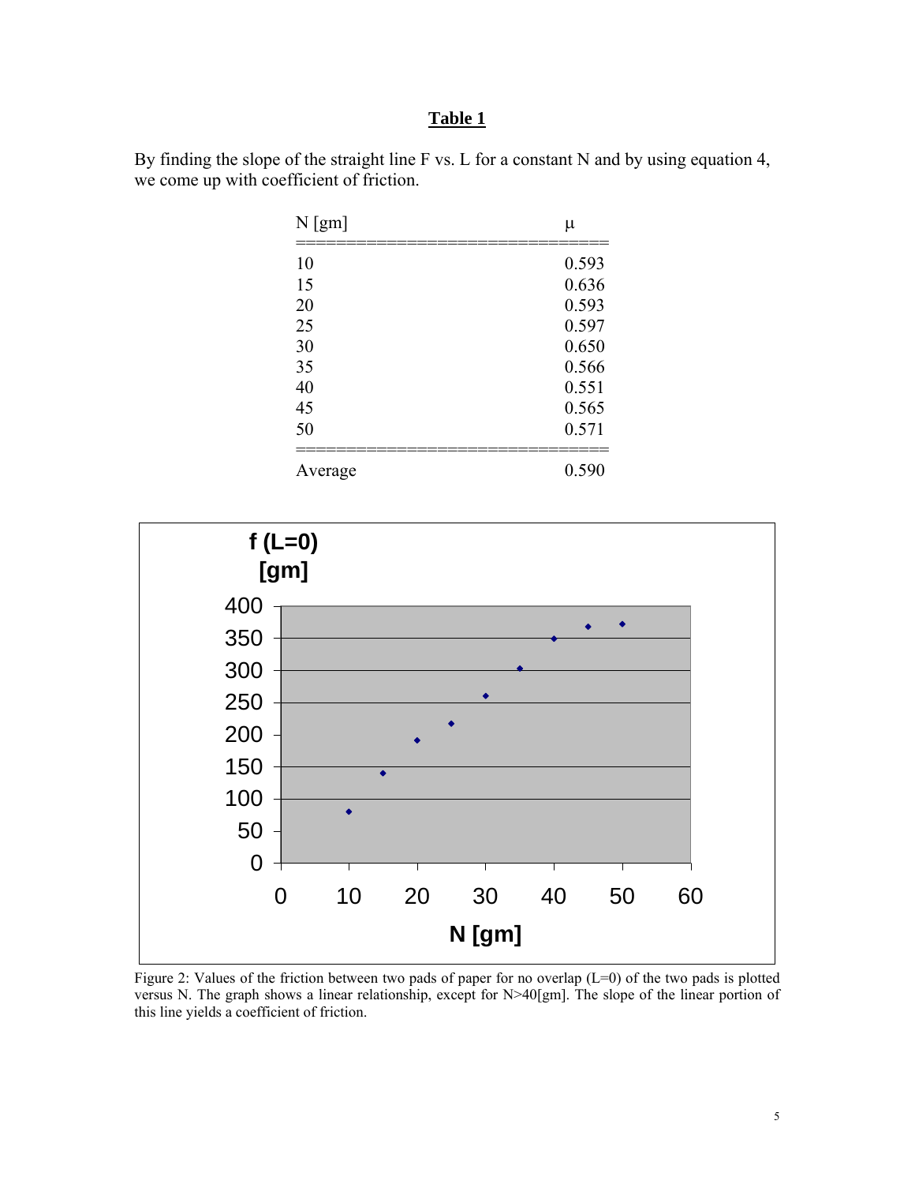**Table 1**

By finding the slope of the straight line F vs. L for a constant N and by using equation 4, we come up with coefficient of friction.

| N [gm] | μ |
|---|---|
| 10 | 0.593 |
| 15 | 0.636 |
| 20 | 0.593 |
| 25 | 0.597 |
| 30 | 0.650 |
| 35 | 0.566 |
| 40 | 0.551 |
| 45 | 0.565 |
| 50 | 0.571 |
| Average | 0.590 |

Figure 2: Values of the friction between two pads of paper for no overlap (L=0) of the two pads is plotted versus N. The graph shows a linear relationship, except for N>40[gm]. The slope of the linear portion of this line yields a coefficient of friction.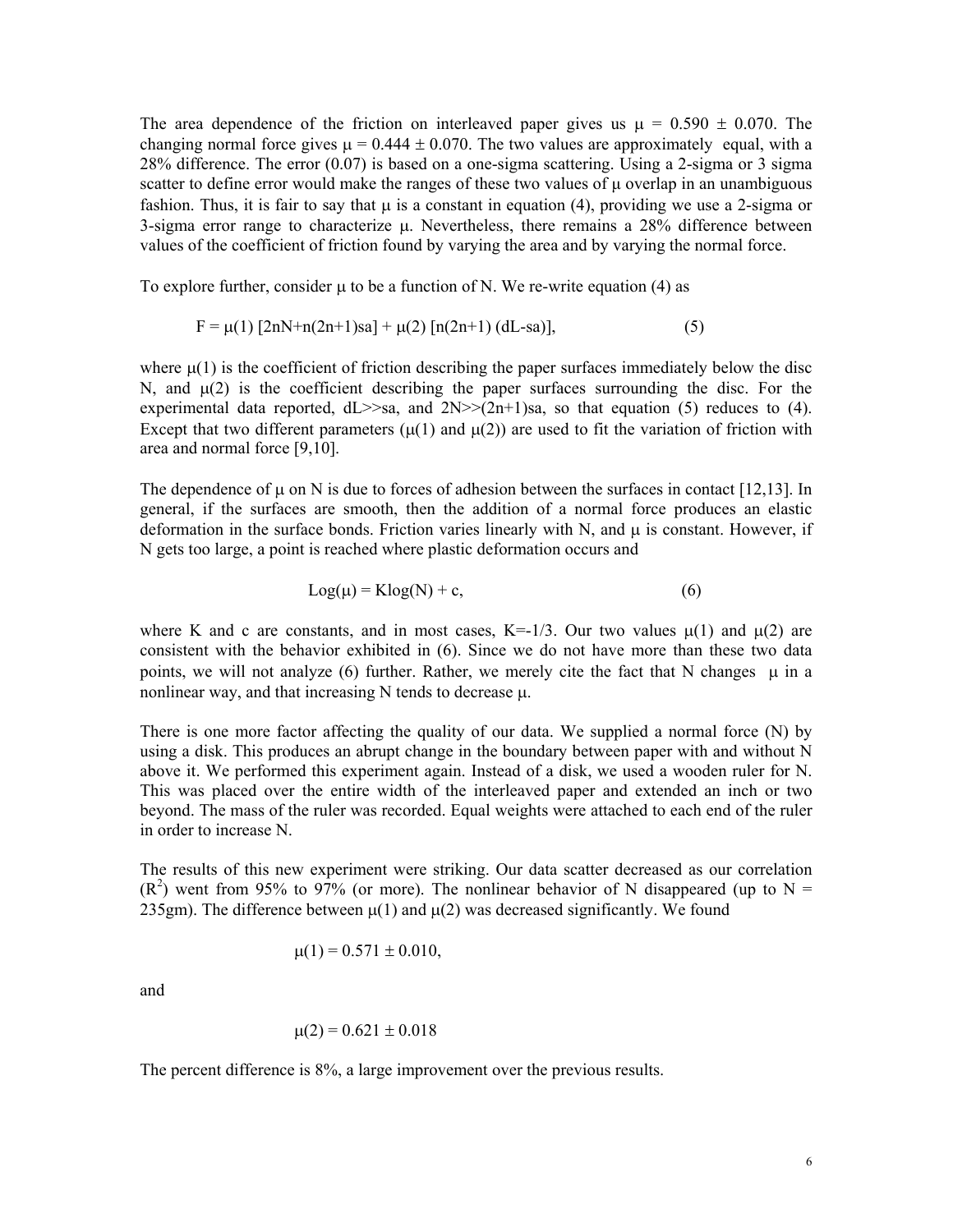The area dependence of the friction on interleaved paper gives us $\mu = 0.590 \pm 0.070$. The changing normal force gives $\mu = 0.444 \pm 0.070$. The two values are approximately equal, with a 28% difference. The error (0.07) is based on a one-sigma scattering. Using a 2-sigma or 3 sigma scatter to define error would make the ranges of these two values of $\mu$ overlap in an unambiguous fashion. Thus, it is fair to say that $\mu$ is a constant in equation (4), providing we use a 2-sigma or 3-sigma error range to characterize $\mu$. Nevertheless, there remains a 28% difference between values of the coefficient of friction found by varying the area and by varying the normal force.

To explore further, consider $\mu$ to be a function of N. We re-write equation (4) as

$$F = \mu(1)\,[2nN+n(2n+1)sa] + \mu(2)\,[n(2n+1)\,(dL-sa)], \qquad (5)$$

where $\mu(1)$ is the coefficient of friction describing the paper surfaces immediately below the disc N, and $\mu(2)$ is the coefficient describing the paper surfaces surrounding the disc. For the experimental data reported, $dL \gg sa$, and $2N \gg (2n+1)sa$, so that equation (5) reduces to (4). Except that two different parameters ($\mu(1)$ and $\mu(2)$) are used to fit the variation of friction with area and normal force [9,10].

The dependence of $\mu$ on N is due to forces of adhesion between the surfaces in contact [12,13]. In general, if the surfaces are smooth, then the addition of a normal force produces an elastic deformation in the surface bonds. Friction varies linearly with N, and $\mu$ is constant. However, if N gets too large, a point is reached where plastic deformation occurs and

$$\mathrm{Log}(\mu) = K\log(N) + c, \qquad (6)$$

where K and c are constants, and in most cases, $K=-1/3$. Our two values $\mu(1)$ and $\mu(2)$ are consistent with the behavior exhibited in (6). Since we do not have more than these two data points, we will not analyze (6) further. Rather, we merely cite the fact that N changes $\mu$ in a nonlinear way, and that increasing N tends to decrease $\mu$.

There is one more factor affecting the quality of our data. We supplied a normal force (N) by using a disk. This produces an abrupt change in the boundary between paper with and without N above it. We performed this experiment again. Instead of a disk, we used a wooden ruler for N. This was placed over the entire width of the interleaved paper and extended an inch or two beyond. The mass of the ruler was recorded. Equal weights were attached to each end of the ruler in order to increase N.

The results of this new experiment were striking. Our data scatter decreased as our correlation ($R^2$) went from 95% to 97% (or more). The nonlinear behavior of N disappeared (up to N = 235gm). The difference between $\mu(1)$ and $\mu(2)$ was decreased significantly. We found

$$\mu(1) = 0.571 \pm 0.010,$$

and

$$\mu(2) = 0.621 \pm 0.018$$

The percent difference is 8%, a large improvement over the previous results.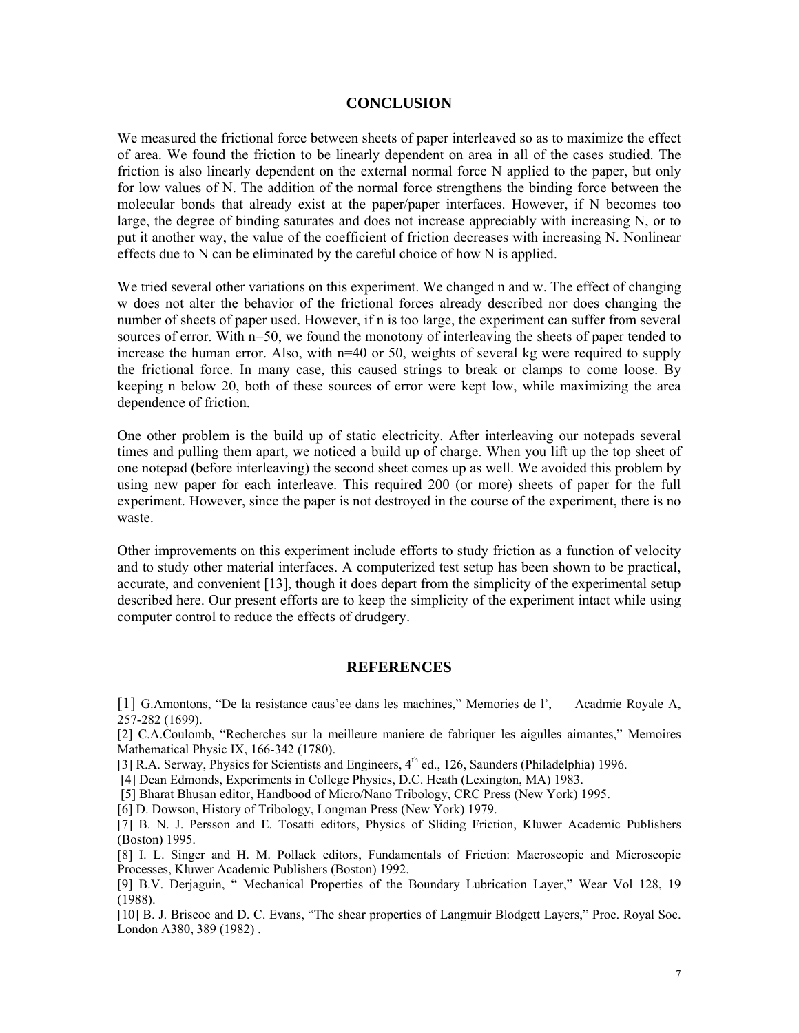## CONCLUSION

We measured the frictional force between sheets of paper interleaved so as to maximize the effect of area. We found the friction to be linearly dependent on area in all of the cases studied. The friction is also linearly dependent on the external normal force N applied to the paper, but only for low values of N. The addition of the normal force strengthens the binding force between the molecular bonds that already exist at the paper/paper interfaces. However, if N becomes too large, the degree of binding saturates and does not increase appreciably with increasing N, or to put it another way, the value of the coefficient of friction decreases with increasing N. Nonlinear effects due to N can be eliminated by the careful choice of how N is applied.

We tried several other variations on this experiment. We changed n and w. The effect of changing w does not alter the behavior of the frictional forces already described nor does changing the number of sheets of paper used. However, if n is too large, the experiment can suffer from several sources of error. With n=50, we found the monotony of interleaving the sheets of paper tended to increase the human error. Also, with n=40 or 50, weights of several kg were required to supply the frictional force. In many case, this caused strings to break or clamps to come loose. By keeping n below 20, both of these sources of error were kept low, while maximizing the area dependence of friction.

One other problem is the build up of static electricity. After interleaving our notepads several times and pulling them apart, we noticed a build up of charge. When you lift up the top sheet of one notepad (before interleaving) the second sheet comes up as well. We avoided this problem by using new paper for each interleave. This required 200 (or more) sheets of paper for the full experiment. However, since the paper is not destroyed in the course of the experiment, there is no waste.

Other improvements on this experiment include efforts to study friction as a function of velocity and to study other material interfaces. A computerized test setup has been shown to be practical, accurate, and convenient [13], though it does depart from the simplicity of the experimental setup described here. Our present efforts are to keep the simplicity of the experiment intact while using computer control to reduce the effects of drudgery.

## REFERENCES

[1] G.Amontons, "De la resistance caus'ee dans les machines," Memories de l', Acadmie Royale A, 257-282 (1699).

[2] C.A.Coulomb, "Recherches sur la meilleure maniere de fabriquer les aigulles aimantes," Memoires Mathematical Physic IX, 166-342 (1780).

[3] R.A. Serway, Physics for Scientists and Engineers, 4th ed., 126, Saunders (Philadelphia) 1996.

[4] Dean Edmonds, Experiments in College Physics, D.C. Heath (Lexington, MA) 1983.

[5] Bharat Bhusan editor, Handbood of Micro/Nano Tribology, CRC Press (New York) 1995.

[6] D. Dowson, History of Tribology, Longman Press (New York) 1979.

[7] B. N. J. Persson and E. Tosatti editors, Physics of Sliding Friction, Kluwer Academic Publishers (Boston) 1995.

[8] I. L. Singer and H. M. Pollack editors, Fundamentals of Friction: Macroscopic and Microscopic Processes, Kluwer Academic Publishers (Boston) 1992.

[9] B.V. Derjaguin, " Mechanical Properties of the Boundary Lubrication Layer," Wear Vol 128, 19 (1988).

[10] B. J. Briscoe and D. C. Evans, "The shear properties of Langmuir Blodgett Layers," Proc. Royal Soc. London A380, 389 (1982) .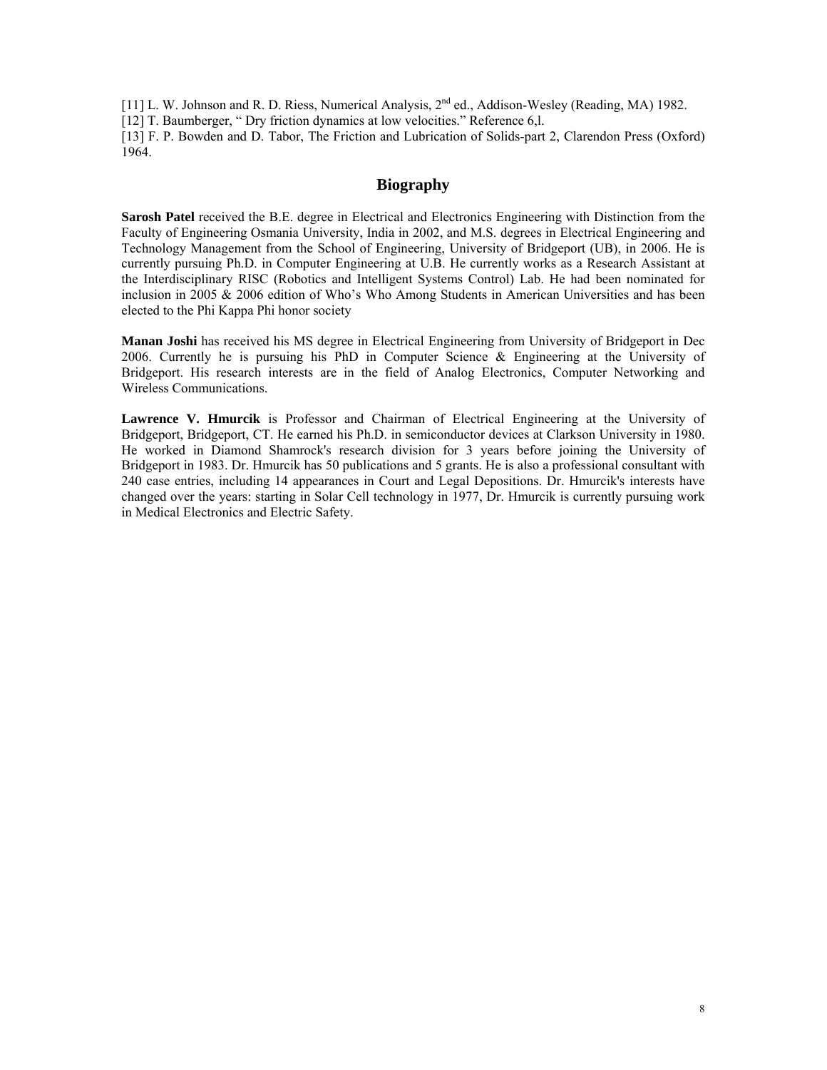[11] L. W. Johnson and R. D. Riess, Numerical Analysis, 2nd ed., Addison-Wesley (Reading, MA) 1982.
[12] T. Baumberger, " Dry friction dynamics at low velocities." Reference 6,l.
[13] F. P. Bowden and D. Tabor, The Friction and Lubrication of Solids-part 2, Clarendon Press (Oxford) 1964.

## Biography

**Sarosh Patel** received the B.E. degree in Electrical and Electronics Engineering with Distinction from the Faculty of Engineering Osmania University, India in 2002, and M.S. degrees in Electrical Engineering and Technology Management from the School of Engineering, University of Bridgeport (UB), in 2006. He is currently pursuing Ph.D. in Computer Engineering at U.B. He currently works as a Research Assistant at the Interdisciplinary RISC (Robotics and Intelligent Systems Control) Lab. He had been nominated for inclusion in 2005 & 2006 edition of Who's Who Among Students in American Universities and has been elected to the Phi Kappa Phi honor society

**Manan Joshi** has received his MS degree in Electrical Engineering from University of Bridgeport in Dec 2006. Currently he is pursuing his PhD in Computer Science & Engineering at the University of Bridgeport. His research interests are in the field of Analog Electronics, Computer Networking and Wireless Communications.

**Lawrence V. Hmurcik** is Professor and Chairman of Electrical Engineering at the University of Bridgeport, Bridgeport, CT. He earned his Ph.D. in semiconductor devices at Clarkson University in 1980. He worked in Diamond Shamrock's research division for 3 years before joining the University of Bridgeport in 1983. Dr. Hmurcik has 50 publications and 5 grants. He is also a professional consultant with 240 case entries, including 14 appearances in Court and Legal Depositions. Dr. Hmurcik's interests have changed over the years: starting in Solar Cell technology in 1977, Dr. Hmurcik is currently pursuing work in Medical Electronics and Electric Safety.